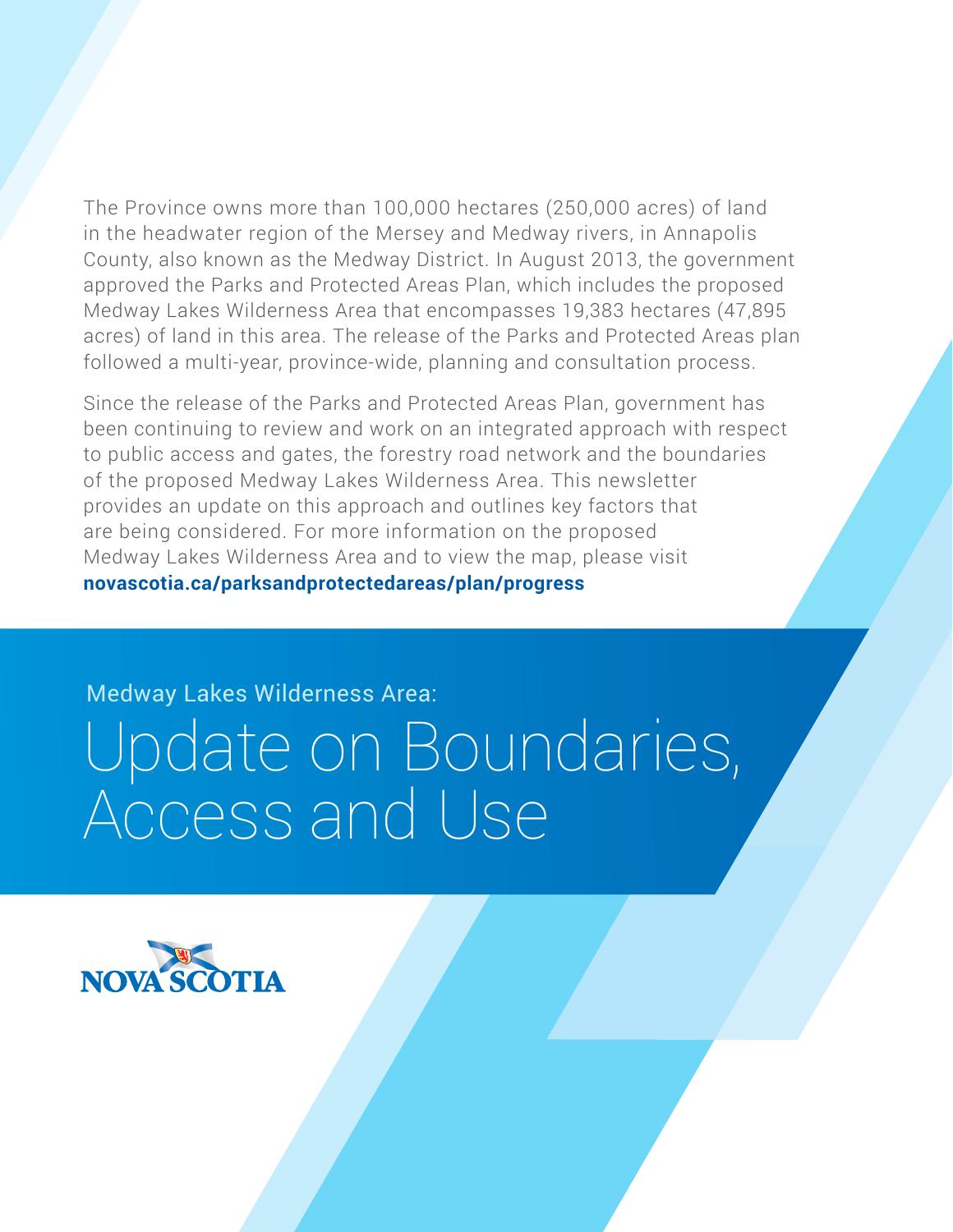The Province owns more than 100,000 hectares (250,000 acres) of land in the headwater region of the Mersey and Medway rivers, in Annapolis County, also known as the Medway District. In August 2013, the government approved the Parks and Protected Areas Plan, which includes the proposed Medway Lakes Wilderness Area that encompasses 19,383 hectares (47,895 acres) of land in this area. The release of the Parks and Protected Areas plan followed a multi-year, province-wide, planning and consultation process.

Since the release of the Parks and Protected Areas Plan, government has been continuing to review and work on an integrated approach with respect to public access and gates, the forestry road network and the boundaries of the proposed Medway Lakes Wilderness Area. This newsletter provides an update on this approach and outlines key factors that are being considered. For more information on the proposed Medway Lakes Wilderness Area and to view the map, please visit **novascotia.ca/parksandprotectedareas/plan/progress**

Medway Lakes Wilderness Area:

# Update on Boundaries, Access and Use

NOVA SCOTIA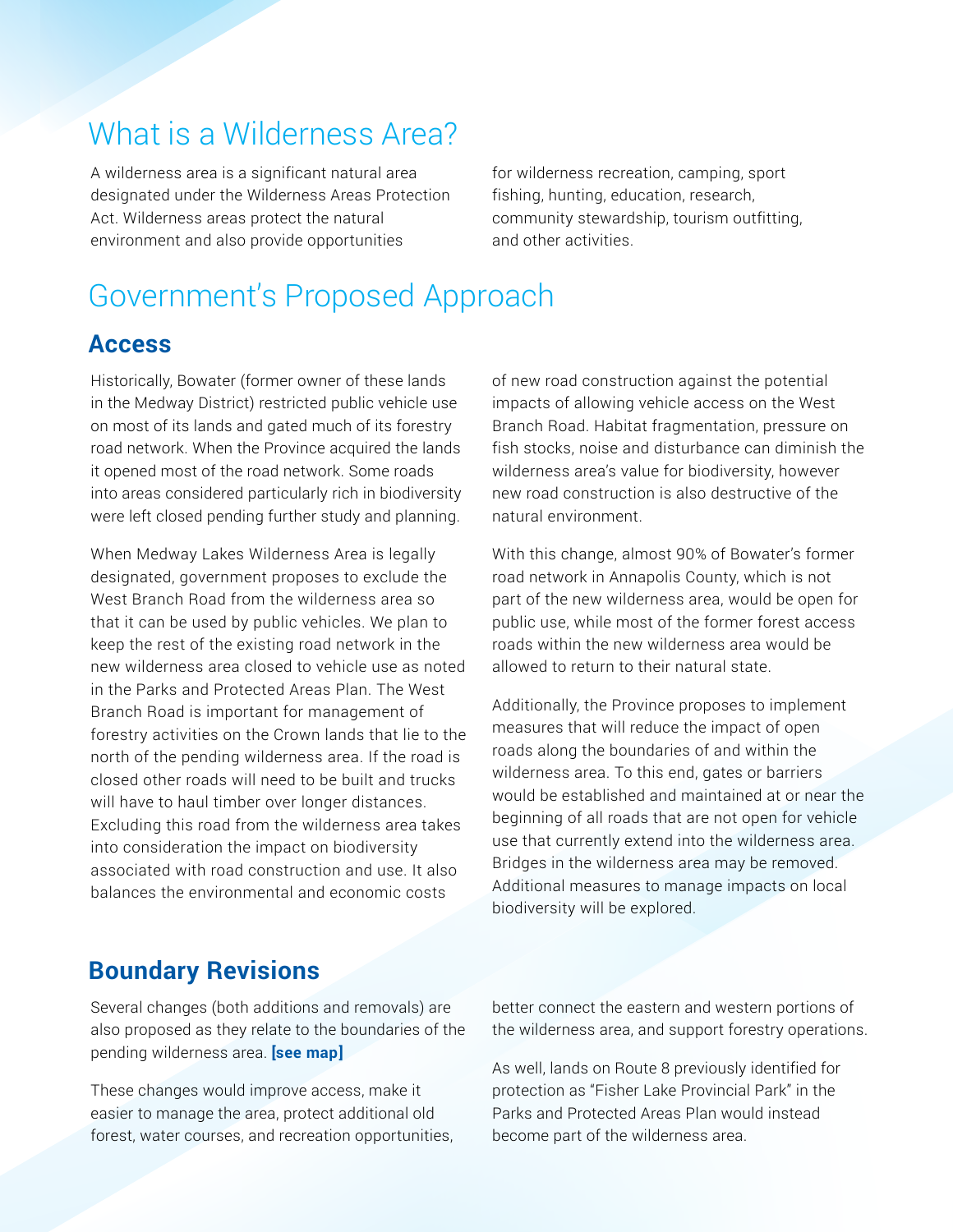# What is a Wilderness Area?

A wilderness area is a significant natural area designated under the Wilderness Areas Protection Act. Wilderness areas protect the natural environment and also provide opportunities for wilderness recreation, camping, sport fishing, hunting, education, research, community stewardship, tourism outfitting, and other activities.

# Government's Proposed Approach

## Access

Historically, Bowater (former owner of these lands in the Medway District) restricted public vehicle use on most of its lands and gated much of its forestry road network. When the Province acquired the lands it opened most of the road network. Some roads into areas considered particularly rich in biodiversity were left closed pending further study and planning.

When Medway Lakes Wilderness Area is legally designated, government proposes to exclude the West Branch Road from the wilderness area so that it can be used by public vehicles. We plan to keep the rest of the existing road network in the new wilderness area closed to vehicle use as noted in the Parks and Protected Areas Plan. The West Branch Road is important for management of forestry activities on the Crown lands that lie to the north of the pending wilderness area. If the road is closed other roads will need to be built and trucks will have to haul timber over longer distances. Excluding this road from the wilderness area takes into consideration the impact on biodiversity associated with road construction and use. It also balances the environmental and economic costs of new road construction against the potential impacts of allowing vehicle access on the West Branch Road. Habitat fragmentation, pressure on fish stocks, noise and disturbance can diminish the wilderness area's value for biodiversity, however new road construction is also destructive of the natural environment.

With this change, almost 90% of Bowater's former road network in Annapolis County, which is not part of the new wilderness area, would be open for public use, while most of the former forest access roads within the new wilderness area would be allowed to return to their natural state.

Additionally, the Province proposes to implement measures that will reduce the impact of open roads along the boundaries of and within the wilderness area. To this end, gates or barriers would be established and maintained at or near the beginning of all roads that are not open for vehicle use that currently extend into the wilderness area. Bridges in the wilderness area may be removed. Additional measures to manage impacts on local biodiversity will be explored.

## Boundary Revisions

Several changes (both additions and removals) are also proposed as they relate to the boundaries of the pending wilderness area. **[see map]**

These changes would improve access, make it easier to manage the area, protect additional old forest, water courses, and recreation opportunities, better connect the eastern and western portions of the wilderness area, and support forestry operations.

As well, lands on Route 8 previously identified for protection as "Fisher Lake Provincial Park" in the Parks and Protected Areas Plan would instead become part of the wilderness area.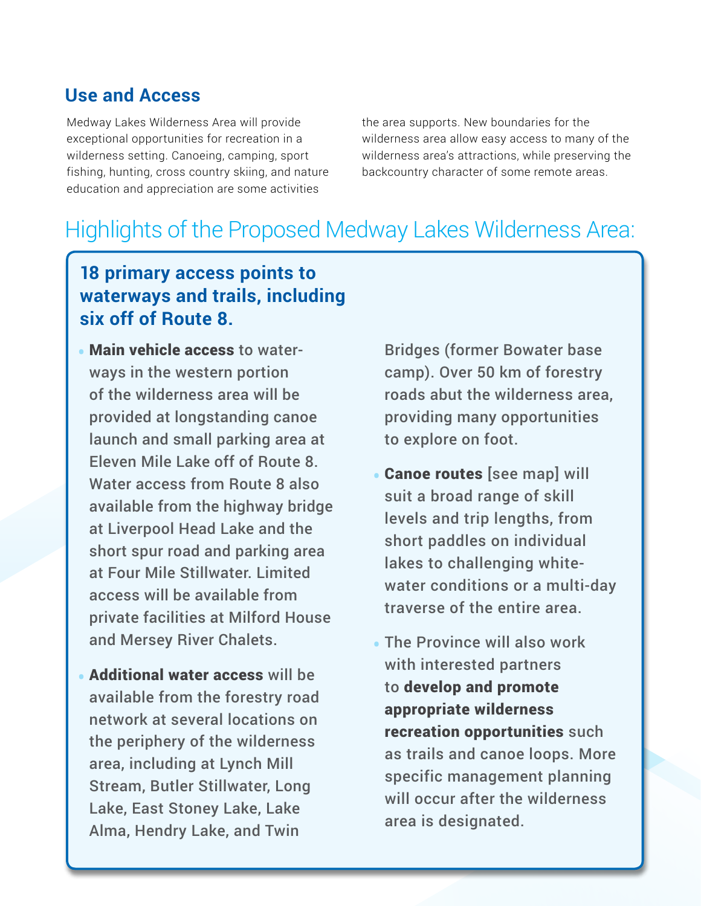## Use and Access

Medway Lakes Wilderness Area will provide exceptional opportunities for recreation in a wilderness setting. Canoeing, camping, sport fishing, hunting, cross country skiing, and nature education and appreciation are some activities the area supports. New boundaries for the wilderness area allow easy access to many of the wilderness area's attractions, while preserving the backcountry character of some remote areas.

# Highlights of the Proposed Medway Lakes Wilderness Area:

### 18 primary access points to waterways and trails, including six off of Route 8.

- **Main vehicle access** to waterways in the western portion of the wilderness area will be provided at longstanding canoe launch and small parking area at Eleven Mile Lake off of Route 8. Water access from Route 8 also available from the highway bridge at Liverpool Head Lake and the short spur road and parking area at Four Mile Stillwater. Limited access will be available from private facilities at Milford House and Mersey River Chalets.
- **Additional water access** will be available from the forestry road network at several locations on the periphery of the wilderness area, including at Lynch Mill Stream, Butler Stillwater, Long Lake, East Stoney Lake, Lake Alma, Hendry Lake, and Twin Bridges (former Bowater base camp). Over 50 km of forestry roads abut the wilderness area, providing many opportunities to explore on foot.
- **Canoe routes** [see map] will suit a broad range of skill levels and trip lengths, from short paddles on individual lakes to challenging white-water conditions or a multi-day traverse of the entire area.
- The Province will also work with interested partners to **develop and promote appropriate wilderness recreation opportunities** such as trails and canoe loops. More specific management planning will occur after the wilderness area is designated.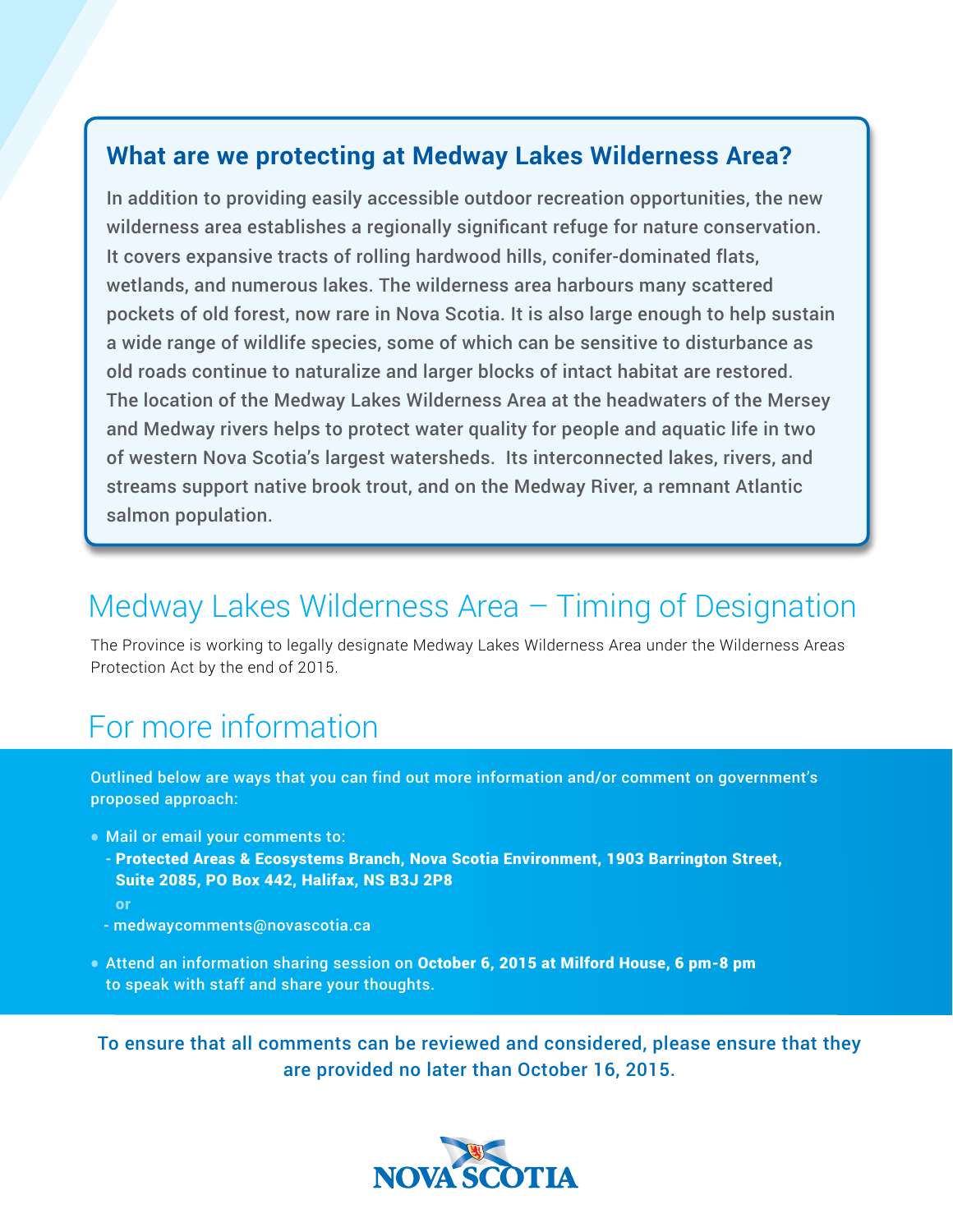## What are we protecting at Medway Lakes Wilderness Area?

In addition to providing easily accessible outdoor recreation opportunities, the new wilderness area establishes a regionally significant refuge for nature conservation. It covers expansive tracts of rolling hardwood hills, conifer-dominated flats, wetlands, and numerous lakes. The wilderness area harbours many scattered pockets of old forest, now rare in Nova Scotia. It is also large enough to help sustain a wide range of wildlife species, some of which can be sensitive to disturbance as old roads continue to naturalize and larger blocks of intact habitat are restored. The location of the Medway Lakes Wilderness Area at the headwaters of the Mersey and Medway rivers helps to protect water quality for people and aquatic life in two of western Nova Scotia's largest watersheds. Its interconnected lakes, rivers, and streams support native brook trout, and on the Medway River, a remnant Atlantic salmon population.

# Medway Lakes Wilderness Area – Timing of Designation

The Province is working to legally designate Medway Lakes Wilderness Area under the Wilderness Areas Protection Act by the end of 2015.

# For more information

Outlined below are ways that you can find out more information and/or comment on government's proposed approach:

- Mail or email your comments to:
  - **Protected Areas & Ecosystems Branch, Nova Scotia Environment, 1903 Barrington Street, Suite 2085, PO Box 442, Halifax, NS B3J 2P8**

    or
  - medwaycomments@novascotia.ca
- Attend an information sharing session on **October 6, 2015 at Milford House, 6 pm-8 pm** to speak with staff and share your thoughts.

To ensure that all comments can be reviewed and considered, please ensure that they are provided no later than October 16, 2015.

NOVA SCOTIA